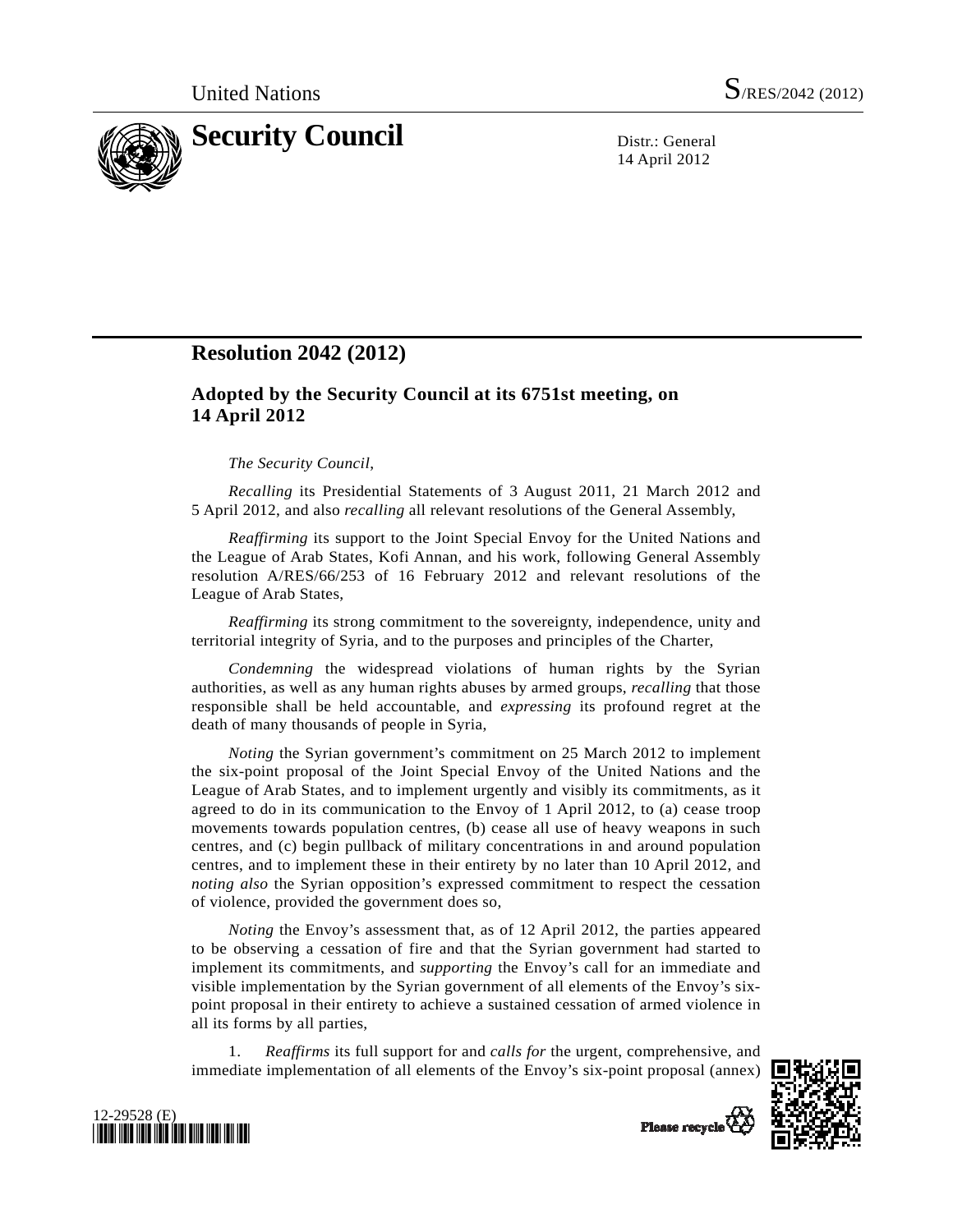United Nations S/RES/2042 (2012)

# Security Council

Distr.: General
14 April 2012

## Resolution 2042 (2012)

### Adopted by the Security Council at its 6751st meeting, on 14 April 2012

*The Security Council*,

*Recalling* its Presidential Statements of 3 August 2011, 21 March 2012 and 5 April 2012, and also *recalling* all relevant resolutions of the General Assembly,

*Reaffirming* its support to the Joint Special Envoy for the United Nations and the League of Arab States, Kofi Annan, and his work, following General Assembly resolution A/RES/66/253 of 16 February 2012 and relevant resolutions of the League of Arab States,

*Reaffirming* its strong commitment to the sovereignty, independence, unity and territorial integrity of Syria, and to the purposes and principles of the Charter,

*Condemning* the widespread violations of human rights by the Syrian authorities, as well as any human rights abuses by armed groups, *recalling* that those responsible shall be held accountable, and *expressing* its profound regret at the death of many thousands of people in Syria,

*Noting* the Syrian government's commitment on 25 March 2012 to implement the six-point proposal of the Joint Special Envoy of the United Nations and the League of Arab States, and to implement urgently and visibly its commitments, as it agreed to do in its communication to the Envoy of 1 April 2012, to (a) cease troop movements towards population centres, (b) cease all use of heavy weapons in such centres, and (c) begin pullback of military concentrations in and around population centres, and to implement these in their entirety by no later than 10 April 2012, and *noting also* the Syrian opposition's expressed commitment to respect the cessation of violence, provided the government does so,

*Noting* the Envoy's assessment that, as of 12 April 2012, the parties appeared to be observing a cessation of fire and that the Syrian government had started to implement its commitments, and *supporting* the Envoy's call for an immediate and visible implementation by the Syrian government of all elements of the Envoy's six-point proposal in their entirety to achieve a sustained cessation of armed violence in all its forms by all parties,

1. *Reaffirms* its full support for and *calls for* the urgent, comprehensive, and immediate implementation of all elements of the Envoy's six-point proposal (annex)

12-29528 (E)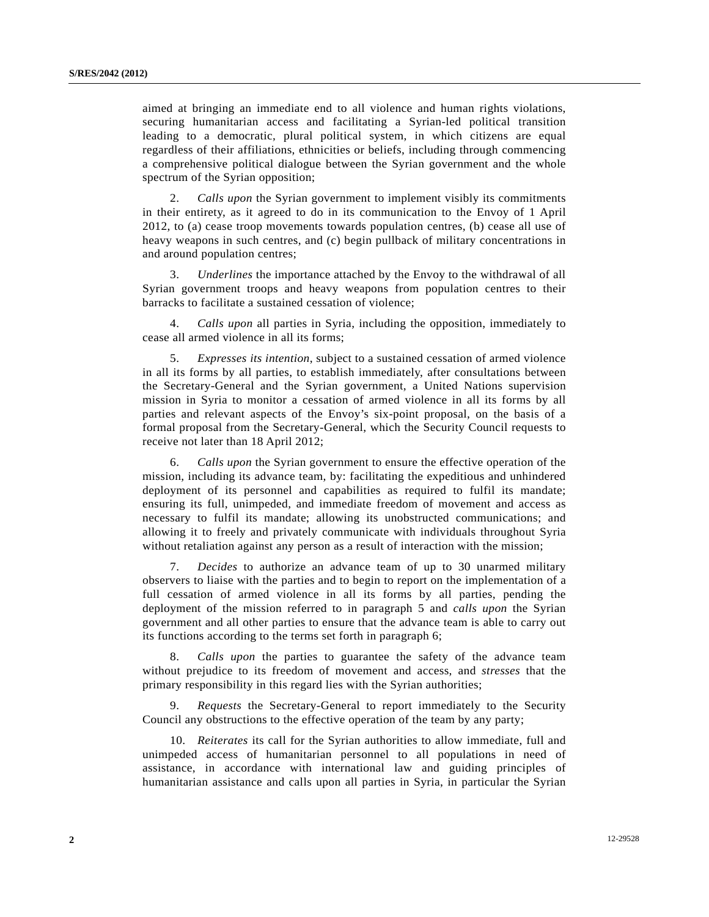aimed at bringing an immediate end to all violence and human rights violations, securing humanitarian access and facilitating a Syrian-led political transition leading to a democratic, plural political system, in which citizens are equal regardless of their affiliations, ethnicities or beliefs, including through commencing a comprehensive political dialogue between the Syrian government and the whole spectrum of the Syrian opposition;

2. *Calls upon* the Syrian government to implement visibly its commitments in their entirety, as it agreed to do in its communication to the Envoy of 1 April 2012, to (a) cease troop movements towards population centres, (b) cease all use of heavy weapons in such centres, and (c) begin pullback of military concentrations in and around population centres;

3. *Underlines* the importance attached by the Envoy to the withdrawal of all Syrian government troops and heavy weapons from population centres to their barracks to facilitate a sustained cessation of violence;

4. *Calls upon* all parties in Syria, including the opposition, immediately to cease all armed violence in all its forms;

5. *Expresses its intention*, subject to a sustained cessation of armed violence in all its forms by all parties, to establish immediately, after consultations between the Secretary-General and the Syrian government, a United Nations supervision mission in Syria to monitor a cessation of armed violence in all its forms by all parties and relevant aspects of the Envoy's six-point proposal, on the basis of a formal proposal from the Secretary-General, which the Security Council requests to receive not later than 18 April 2012;

6. *Calls upon* the Syrian government to ensure the effective operation of the mission, including its advance team, by: facilitating the expeditious and unhindered deployment of its personnel and capabilities as required to fulfil its mandate; ensuring its full, unimpeded, and immediate freedom of movement and access as necessary to fulfil its mandate; allowing its unobstructed communications; and allowing it to freely and privately communicate with individuals throughout Syria without retaliation against any person as a result of interaction with the mission;

7. *Decides* to authorize an advance team of up to 30 unarmed military observers to liaise with the parties and to begin to report on the implementation of a full cessation of armed violence in all its forms by all parties, pending the deployment of the mission referred to in paragraph 5 and *calls upon* the Syrian government and all other parties to ensure that the advance team is able to carry out its functions according to the terms set forth in paragraph 6;

8. *Calls upon* the parties to guarantee the safety of the advance team without prejudice to its freedom of movement and access, and *stresses* that the primary responsibility in this regard lies with the Syrian authorities;

9. *Requests* the Secretary-General to report immediately to the Security Council any obstructions to the effective operation of the team by any party;

10. *Reiterates* its call for the Syrian authorities to allow immediate, full and unimpeded access of humanitarian personnel to all populations in need of assistance, in accordance with international law and guiding principles of humanitarian assistance and calls upon all parties in Syria, in particular the Syrian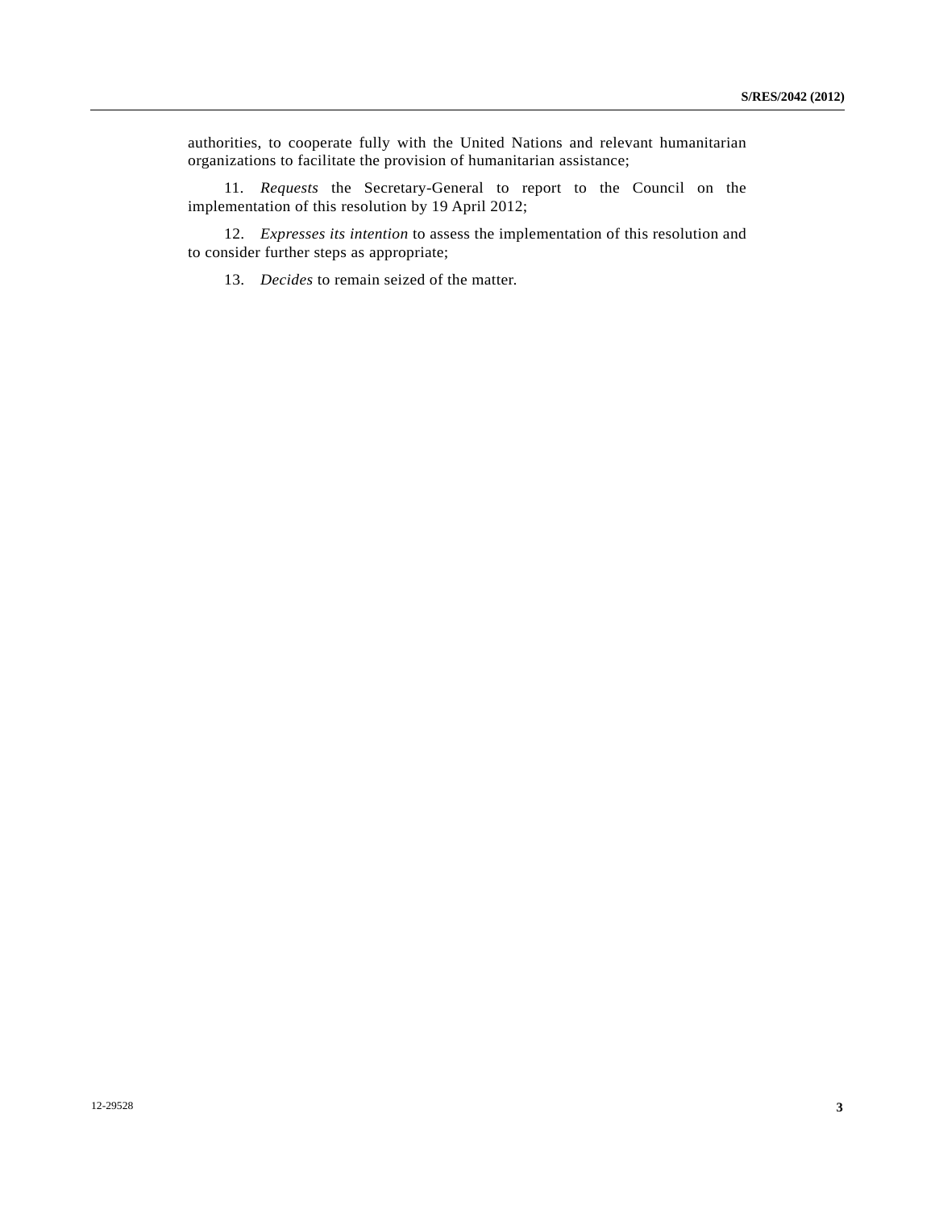authorities, to cooperate fully with the United Nations and relevant humanitarian organizations to facilitate the provision of humanitarian assistance;

11. *Requests* the Secretary-General to report to the Council on the implementation of this resolution by 19 April 2012;

12. *Expresses its intention* to assess the implementation of this resolution and to consider further steps as appropriate;

13. *Decides* to remain seized of the matter.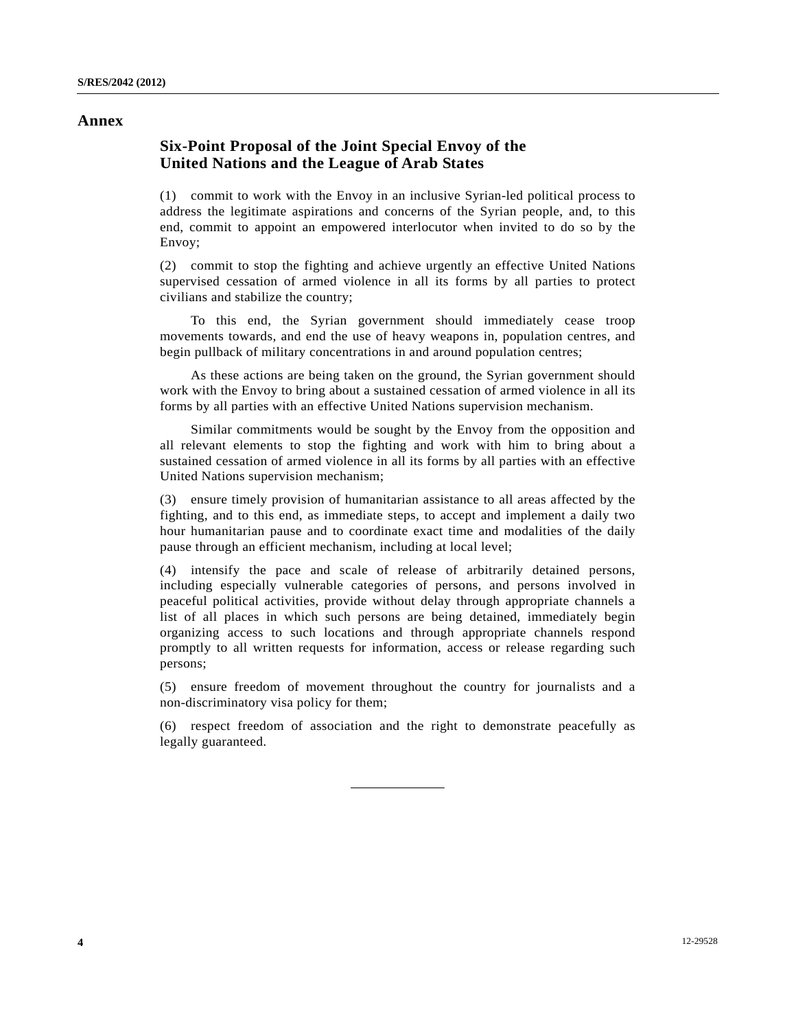## Annex

### Six-Point Proposal of the Joint Special Envoy of the United Nations and the League of Arab States

(1) commit to work with the Envoy in an inclusive Syrian-led political process to address the legitimate aspirations and concerns of the Syrian people, and, to this end, commit to appoint an empowered interlocutor when invited to do so by the Envoy;

(2) commit to stop the fighting and achieve urgently an effective United Nations supervised cessation of armed violence in all its forms by all parties to protect civilians and stabilize the country;

To this end, the Syrian government should immediately cease troop movements towards, and end the use of heavy weapons in, population centres, and begin pullback of military concentrations in and around population centres;

As these actions are being taken on the ground, the Syrian government should work with the Envoy to bring about a sustained cessation of armed violence in all its forms by all parties with an effective United Nations supervision mechanism.

Similar commitments would be sought by the Envoy from the opposition and all relevant elements to stop the fighting and work with him to bring about a sustained cessation of armed violence in all its forms by all parties with an effective United Nations supervision mechanism;

(3) ensure timely provision of humanitarian assistance to all areas affected by the fighting, and to this end, as immediate steps, to accept and implement a daily two hour humanitarian pause and to coordinate exact time and modalities of the daily pause through an efficient mechanism, including at local level;

(4) intensify the pace and scale of release of arbitrarily detained persons, including especially vulnerable categories of persons, and persons involved in peaceful political activities, provide without delay through appropriate channels a list of all places in which such persons are being detained, immediately begin organizing access to such locations and through appropriate channels respond promptly to all written requests for information, access or release regarding such persons;

(5) ensure freedom of movement throughout the country for journalists and a non-discriminatory visa policy for them;

(6) respect freedom of association and the right to demonstrate peacefully as legally guaranteed.